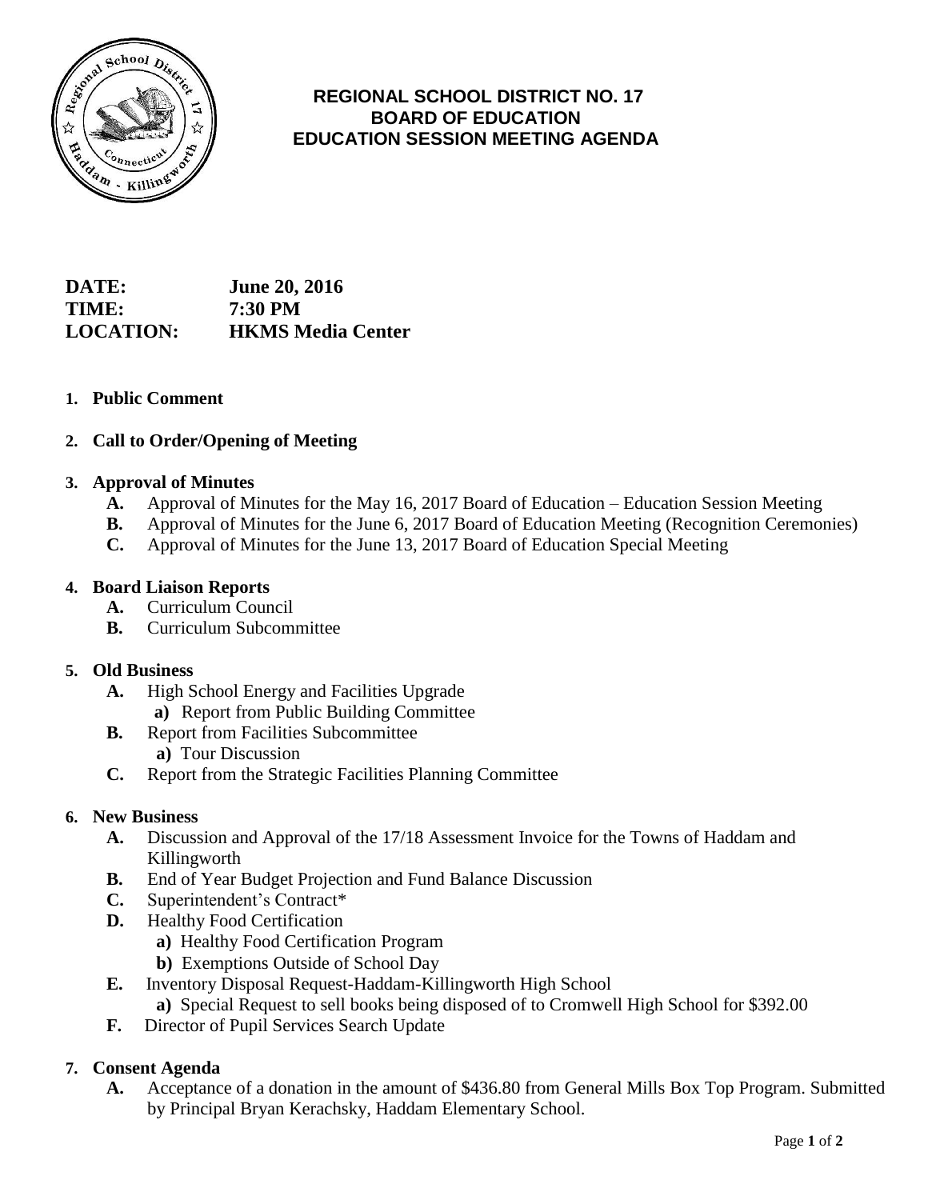# REGIONAL SCHOOL DISTRICT NO. 17
## BOARD OF EDUCATION
## EDUCATION SESSION MEETING AGENDA

**DATE:** June 20, 2016
**TIME:** 7:30 PM
**LOCATION:** HKMS Media Center

1. **Public Comment**

2. **Call to Order/Opening of Meeting**

3. **Approval of Minutes**
   - **A.** Approval of Minutes for the May 16, 2017 Board of Education – Education Session Meeting
   - **B.** Approval of Minutes for the June 6, 2017 Board of Education Meeting (Recognition Ceremonies)
   - **C.** Approval of Minutes for the June 13, 2017 Board of Education Special Meeting

4. **Board Liaison Reports**
   - **A.** Curriculum Council
   - **B.** Curriculum Subcommittee

5. **Old Business**
   - **A.** High School Energy and Facilities Upgrade
     - **a)** Report from Public Building Committee
   - **B.** Report from Facilities Subcommittee
     - **a)** Tour Discussion
   - **C.** Report from the Strategic Facilities Planning Committee

6. **New Business**
   - **A.** Discussion and Approval of the 17/18 Assessment Invoice for the Towns of Haddam and Killingworth
   - **B.** End of Year Budget Projection and Fund Balance Discussion
   - **C.** Superintendent's Contract*
   - **D.** Healthy Food Certification
     - **a)** Healthy Food Certification Program
     - **b)** Exemptions Outside of School Day
   - **E.** Inventory Disposal Request-Haddam-Killingworth High School
     - **a)** Special Request to sell books being disposed of to Cromwell High School for $392.00
   - **F.** Director of Pupil Services Search Update

7. **Consent Agenda**
   - **A.** Acceptance of a donation in the amount of $436.80 from General Mills Box Top Program. Submitted by Principal Bryan Kerachsky, Haddam Elementary School.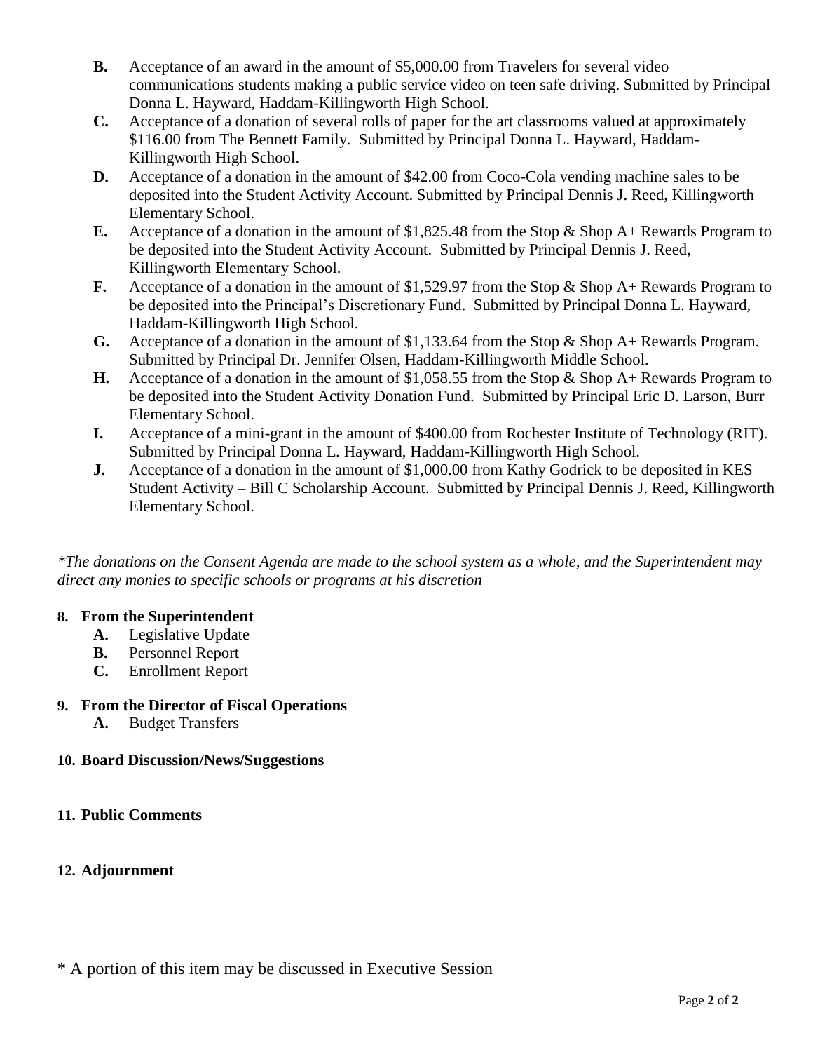**B.** Acceptance of an award in the amount of $5,000.00 from Travelers for several video communications students making a public service video on teen safe driving. Submitted by Principal Donna L. Hayward, Haddam-Killingworth High School.

**C.** Acceptance of a donation of several rolls of paper for the art classrooms valued at approximately $116.00 from The Bennett Family. Submitted by Principal Donna L. Hayward, Haddam-Killingworth High School.

**D.** Acceptance of a donation in the amount of $42.00 from Coco-Cola vending machine sales to be deposited into the Student Activity Account. Submitted by Principal Dennis J. Reed, Killingworth Elementary School.

**E.** Acceptance of a donation in the amount of $1,825.48 from the Stop & Shop A+ Rewards Program to be deposited into the Student Activity Account. Submitted by Principal Dennis J. Reed, Killingworth Elementary School.

**F.** Acceptance of a donation in the amount of $1,529.97 from the Stop & Shop A+ Rewards Program to be deposited into the Principal's Discretionary Fund. Submitted by Principal Donna L. Hayward, Haddam-Killingworth High School.

**G.** Acceptance of a donation in the amount of $1,133.64 from the Stop & Shop A+ Rewards Program. Submitted by Principal Dr. Jennifer Olsen, Haddam-Killingworth Middle School.

**H.** Acceptance of a donation in the amount of $1,058.55 from the Stop & Shop A+ Rewards Program to be deposited into the Student Activity Donation Fund. Submitted by Principal Eric D. Larson, Burr Elementary School.

**I.** Acceptance of a mini-grant in the amount of $400.00 from Rochester Institute of Technology (RIT). Submitted by Principal Donna L. Hayward, Haddam-Killingworth High School.

**J.** Acceptance of a donation in the amount of $1,000.00 from Kathy Godrick to be deposited in KES Student Activity – Bill C Scholarship Account. Submitted by Principal Dennis J. Reed, Killingworth Elementary School.

*\*The donations on the Consent Agenda are made to the school system as a whole, and the Superintendent may direct any monies to specific schools or programs at his discretion*

**8. From the Superintendent**

- **A.** Legislative Update
- **B.** Personnel Report
- **C.** Enrollment Report

**9. From the Director of Fiscal Operations**

- **A.** Budget Transfers

**10. Board Discussion/News/Suggestions**

**11. Public Comments**

**12. Adjournment**

\* A portion of this item may be discussed in Executive Session